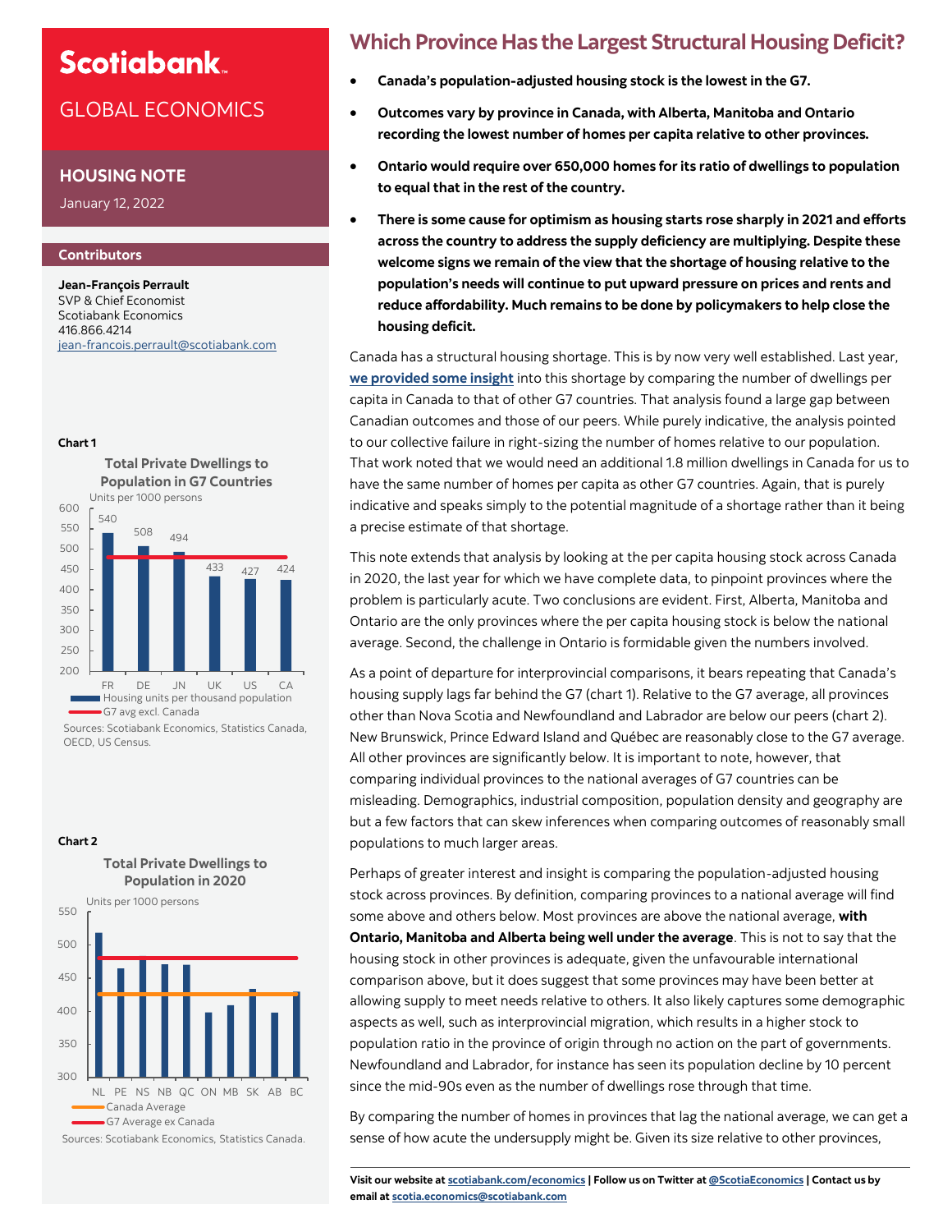# Scotiabank

## GLOBAL ECONOMICS

### HOUSING NOTE

January 12, 2022

**Contributors**

**Jean-François Perrault**
SVP & Chief Economist
Scotiabank Economics
416.866.4214
jean-francois.perrault@scotiabank.com

# Which Province Has the Largest Structural Housing Deficit?

- **Canada's population-adjusted housing stock is the lowest in the G7.**
- **Outcomes vary by province in Canada, with Alberta, Manitoba and Ontario recording the lowest number of homes per capita relative to other provinces.**
- **Ontario would require over 650,000 homes for its ratio of dwellings to population to equal that in the rest of the country.**
- **There is some cause for optimism as housing starts rose sharply in 2021 and efforts across the country to address the supply deficiency are multiplying. Despite these welcome signs we remain of the view that the shortage of housing relative to the population's needs will continue to put upward pressure on prices and rents and reduce affordability. Much remains to be done by policymakers to help close the housing deficit.**

Canada has a structural housing shortage. This is by now very well established. Last year, **we provided some insight** into this shortage by comparing the number of dwellings per capita in Canada to that of other G7 countries. That analysis found a large gap between Canadian outcomes and those of our peers. While purely indicative, the analysis pointed to our collective failure in right-sizing the number of homes relative to our population. That work noted that we would need an additional 1.8 million dwellings in Canada for us to have the same number of homes per capita as other G7 countries. Again, that is purely indicative and speaks simply to the potential magnitude of a shortage rather than it being a precise estimate of that shortage.

This note extends that analysis by looking at the per capita housing stock across Canada in 2020, the last year for which we have complete data, to pinpoint provinces where the problem is particularly acute. Two conclusions are evident. First, Alberta, Manitoba and Ontario are the only provinces where the per capita housing stock is below the national average. Second, the challenge in Ontario is formidable given the numbers involved.

As a point of departure for interprovincial comparisons, it bears repeating that Canada's housing supply lags far behind the G7 (chart 1). Relative to the G7 average, all provinces other than Nova Scotia and Newfoundland and Labrador are below our peers (chart 2). New Brunswick, Prince Edward Island and Québec are reasonably close to the G7 average. All other provinces are significantly below. It is important to note, however, that comparing individual provinces to the national averages of G7 countries can be misleading. Demographics, industrial composition, population density and geography are but a few factors that can skew inferences when comparing outcomes of reasonably small populations to much larger areas.

Perhaps of greater interest and insight is comparing the population-adjusted housing stock across provinces. By definition, comparing provinces to a national average will find some above and others below. Most provinces are above the national average, **with Ontario, Manitoba and Alberta being well under the average**. This is not to say that the housing stock in other provinces is adequate, given the unfavourable international comparison above, but it does suggest that some provinces may have been better at allowing supply to meet needs relative to others. It also likely captures some demographic aspects as well, such as interprovincial migration, which results in a higher stock to population ratio in the province of origin through no action on the part of governments. Newfoundland and Labrador, for instance has seen its population decline by 10 percent since the mid-90s even as the number of dwellings rose through that time.

By comparing the number of homes in provinces that lag the national average, we can get a sense of how acute the undersupply might be. Given its size relative to other provinces,

**Chart 1**

**Total Private Dwellings to Population in G7 Countries**

Units per 1000 persons

| | FR | DE | JN | UK | US | CA |
|---|---|---|---|---|---|---|
| Housing units per thousand population | 540 | 508 | 494 | 433 | 427 | 424 |

Legend: Housing units per thousand population; G7 avg excl. Canada

Sources: Scotiabank Economics, Statistics Canada, OECD, US Census.

**Chart 2**

**Total Private Dwellings to Population in 2020**

Units per 1000 persons

Provinces: NL, PE, NS, NB, QC, ON, MB, SK, AB, BC

Legend: Canada Average; G7 Average ex Canada

Sources: Scotiabank Economics, Statistics Canada.

**Visit our website at scotiabank.com/economics | Follow us on Twitter at @ScotiaEconomics | Contact us by email at scotia.economics@scotiabank.com**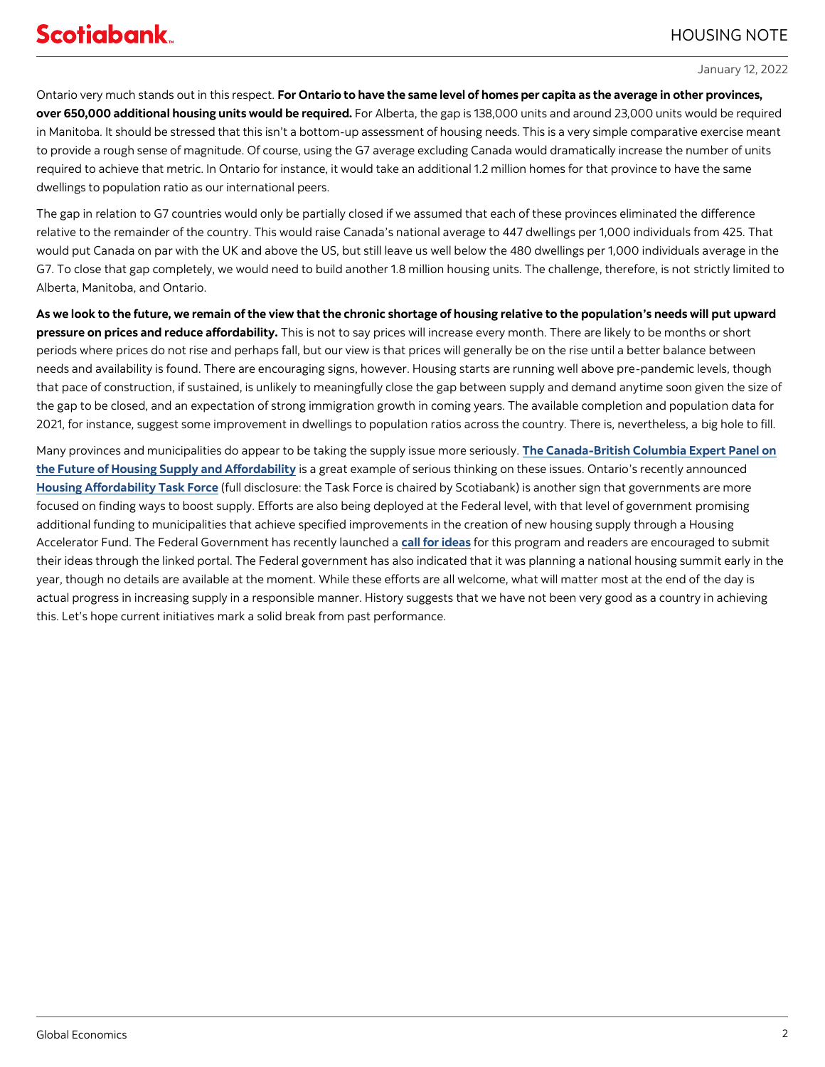Ontario very much stands out in this respect. **For Ontario to have the same level of homes per capita as the average in other provinces, over 650,000 additional housing units would be required.** For Alberta, the gap is 138,000 units and around 23,000 units would be required in Manitoba. It should be stressed that this isn't a bottom-up assessment of housing needs. This is a very simple comparative exercise meant to provide a rough sense of magnitude. Of course, using the G7 average excluding Canada would dramatically increase the number of units required to achieve that metric. In Ontario for instance, it would take an additional 1.2 million homes for that province to have the same dwellings to population ratio as our international peers.

The gap in relation to G7 countries would only be partially closed if we assumed that each of these provinces eliminated the difference relative to the remainder of the country. This would raise Canada's national average to 447 dwellings per 1,000 individuals from 425. That would put Canada on par with the UK and above the US, but still leave us well below the 480 dwellings per 1,000 individuals average in the G7. To close that gap completely, we would need to build another 1.8 million housing units. The challenge, therefore, is not strictly limited to Alberta, Manitoba, and Ontario.

**As we look to the future, we remain of the view that the chronic shortage of housing relative to the population's needs will put upward pressure on prices and reduce affordability.** This is not to say prices will increase every month. There are likely to be months or short periods where prices do not rise and perhaps fall, but our view is that prices will generally be on the rise until a better balance between needs and availability is found. There are encouraging signs, however. Housing starts are running well above pre-pandemic levels, though that pace of construction, if sustained, is unlikely to meaningfully close the gap between supply and demand anytime soon given the size of the gap to be closed, and an expectation of strong immigration growth in coming years. The available completion and population data for 2021, for instance, suggest some improvement in dwellings to population ratios across the country. There is, nevertheless, a big hole to fill.

Many provinces and municipalities do appear to be taking the supply issue more seriously. **The Canada-British Columbia Expert Panel on the Future of Housing Supply and Affordability** is a great example of serious thinking on these issues. Ontario's recently announced **Housing Affordability Task Force** (full disclosure: the Task Force is chaired by Scotiabank) is another sign that governments are more focused on finding ways to boost supply. Efforts are also being deployed at the Federal level, with that level of government promising additional funding to municipalities that achieve specified improvements in the creation of new housing supply through a Housing Accelerator Fund. The Federal Government has recently launched a **call for ideas** for this program and readers are encouraged to submit their ideas through the linked portal. The Federal government has also indicated that it was planning a national housing summit early in the year, though no details are available at the moment. While these efforts are all welcome, what will matter most at the end of the day is actual progress in increasing supply in a responsible manner. History suggests that we have not been very good as a country in achieving this. Let's hope current initiatives mark a solid break from past performance.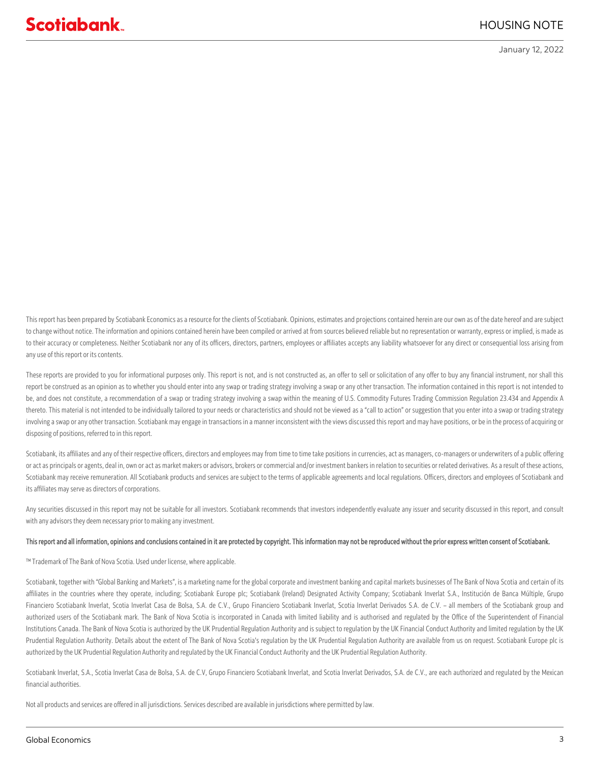This report has been prepared by Scotiabank Economics as a resource for the clients of Scotiabank. Opinions, estimates and projections contained herein are our own as of the date hereof and are subject to change without notice. The information and opinions contained herein have been compiled or arrived at from sources believed reliable but no representation or warranty, express or implied, is made as to their accuracy or completeness. Neither Scotiabank nor any of its officers, directors, partners, employees or affiliates accepts any liability whatsoever for any direct or consequential loss arising from any use of this report or its contents.

These reports are provided to you for informational purposes only. This report is not, and is not constructed as, an offer to sell or solicitation of any offer to buy any financial instrument, nor shall this report be construed as an opinion as to whether you should enter into any swap or trading strategy involving a swap or any other transaction. The information contained in this report is not intended to be, and does not constitute, a recommendation of a swap or trading strategy involving a swap within the meaning of U.S. Commodity Futures Trading Commission Regulation 23.434 and Appendix A thereto. This material is not intended to be individually tailored to your needs or characteristics and should not be viewed as a "call to action" or suggestion that you enter into a swap or trading strategy involving a swap or any other transaction. Scotiabank may engage in transactions in a manner inconsistent with the views discussed this report and may have positions, or be in the process of acquiring or disposing of positions, referred to in this report.

Scotiabank, its affiliates and any of their respective officers, directors and employees may from time to time take positions in currencies, act as managers, co-managers or underwriters of a public offering or act as principals or agents, deal in, own or act as market makers or advisors, brokers or commercial and/or investment bankers in relation to securities or related derivatives. As a result of these actions, Scotiabank may receive remuneration. All Scotiabank products and services are subject to the terms of applicable agreements and local regulations. Officers, directors and employees of Scotiabank and its affiliates may serve as directors of corporations.

Any securities discussed in this report may not be suitable for all investors. Scotiabank recommends that investors independently evaluate any issuer and security discussed in this report, and consult with any advisors they deem necessary prior to making any investment.

**This report and all information, opinions and conclusions contained in it are protected by copyright. This information may not be reproduced without the prior express written consent of Scotiabank.**

™ Trademark of The Bank of Nova Scotia. Used under license, where applicable.

Scotiabank, together with "Global Banking and Markets", is a marketing name for the global corporate and investment banking and capital markets businesses of The Bank of Nova Scotia and certain of its affiliates in the countries where they operate, including; Scotiabank Europe plc; Scotiabank (Ireland) Designated Activity Company; Scotiabank Inverlat S.A., Institución de Banca Múltiple, Grupo Financiero Scotiabank Inverlat, Scotia Inverlat Casa de Bolsa, S.A. de C.V., Grupo Financiero Scotiabank Inverlat, Scotia Inverlat Derivados S.A. de C.V. – all members of the Scotiabank group and authorized users of the Scotiabank mark. The Bank of Nova Scotia is incorporated in Canada with limited liability and is authorised and regulated by the Office of the Superintendent of Financial Institutions Canada. The Bank of Nova Scotia is authorized by the UK Prudential Regulation Authority and is subject to regulation by the UK Financial Conduct Authority and limited regulation by the UK Prudential Regulation Authority. Details about the extent of The Bank of Nova Scotia's regulation by the UK Prudential Regulation Authority are available from us on request. Scotiabank Europe plc is authorized by the UK Prudential Regulation Authority and regulated by the UK Financial Conduct Authority and the UK Prudential Regulation Authority.

Scotiabank Inverlat, S.A., Scotia Inverlat Casa de Bolsa, S.A. de C.V, Grupo Financiero Scotiabank Inverlat, and Scotia Inverlat Derivados, S.A. de C.V., are each authorized and regulated by the Mexican financial authorities.

Not all products and services are offered in all jurisdictions. Services described are available in jurisdictions where permitted by law.